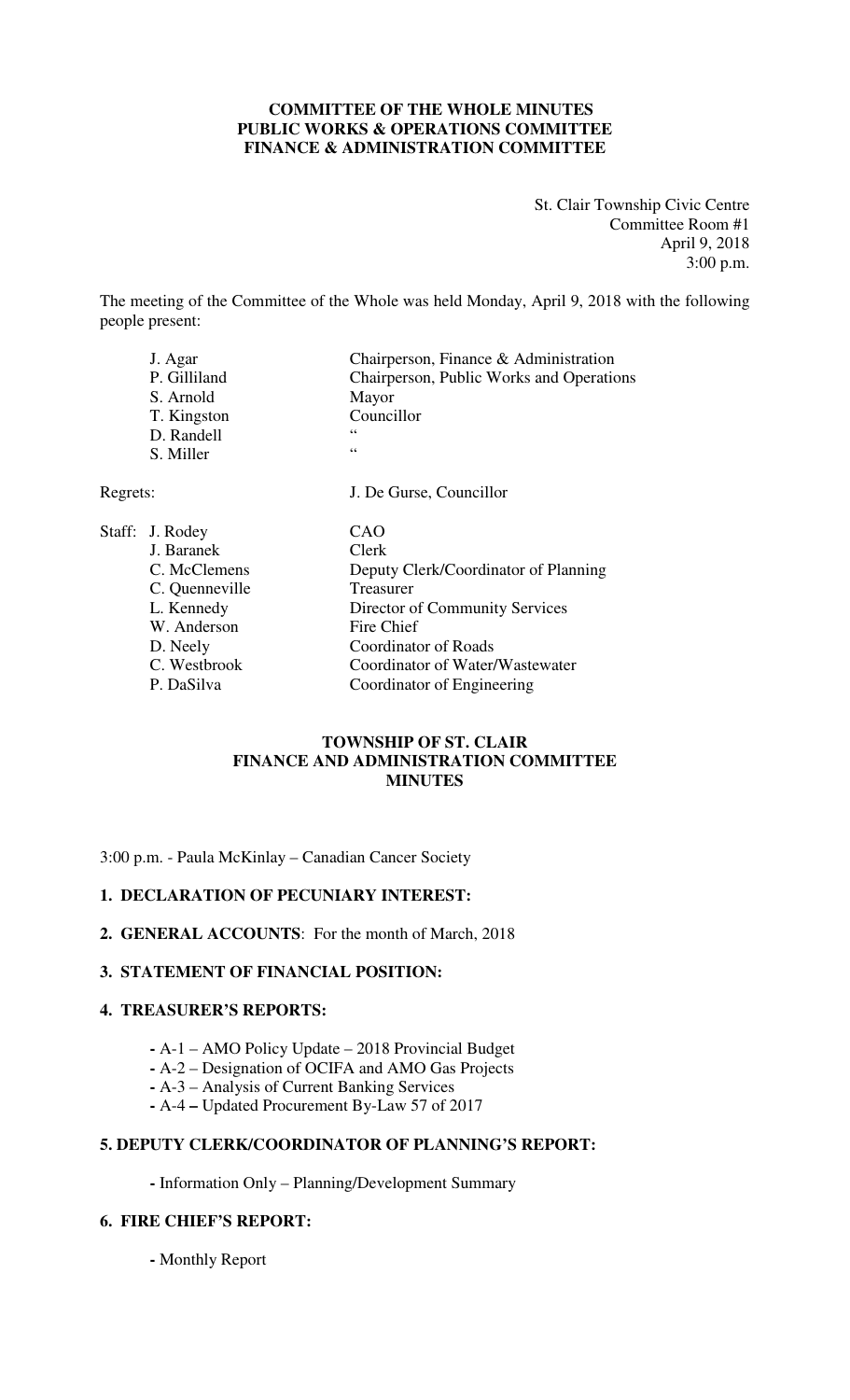**COMMITTEE OF THE WHOLE MINUTES**
**PUBLIC WORKS & OPERATIONS COMMITTEE**
**FINANCE & ADMINISTRATION COMMITTEE**

St. Clair Township Civic Centre
Committee Room #1
April 9, 2018
3:00 p.m.

The meeting of the Committee of the Whole was held Monday, April 9, 2018 with the following people present:

| | |
|---|---|
| J. Agar | Chairperson, Finance & Administration |
| P. Gilliland | Chairperson, Public Works and Operations |
| S. Arnold | Mayor |
| T. Kingston | Councillor |
| D. Randell | " |
| S. Miller | " |

Regrets: J. De Gurse, Councillor

| Staff: | | |
|---|---|---|
| | J. Rodey | CAO |
| | J. Baranek | Clerk |
| | C. McClemens | Deputy Clerk/Coordinator of Planning |
| | C. Quenneville | Treasurer |
| | L. Kennedy | Director of Community Services |
| | W. Anderson | Fire Chief |
| | D. Neely | Coordinator of Roads |
| | C. Westbrook | Coordinator of Water/Wastewater |
| | P. DaSilva | Coordinator of Engineering |

## TOWNSHIP OF ST. CLAIR FINANCE AND ADMINISTRATION COMMITTEE MINUTES

3:00 p.m. - Paula McKinlay – Canadian Cancer Society

### 1. DECLARATION OF PECUNIARY INTEREST:

### 2. GENERAL ACCOUNTS: For the month of March, 2018

### 3. STATEMENT OF FINANCIAL POSITION:

### 4. TREASURER'S REPORTS:

- A-1 – AMO Policy Update – 2018 Provincial Budget
- A-2 – Designation of OCIFA and AMO Gas Projects
- A-3 – Analysis of Current Banking Services
- A-4 – Updated Procurement By-Law 57 of 2017

### 5. DEPUTY CLERK/COORDINATOR OF PLANNING'S REPORT:

- Information Only – Planning/Development Summary

### 6. FIRE CHIEF'S REPORT:

- Monthly Report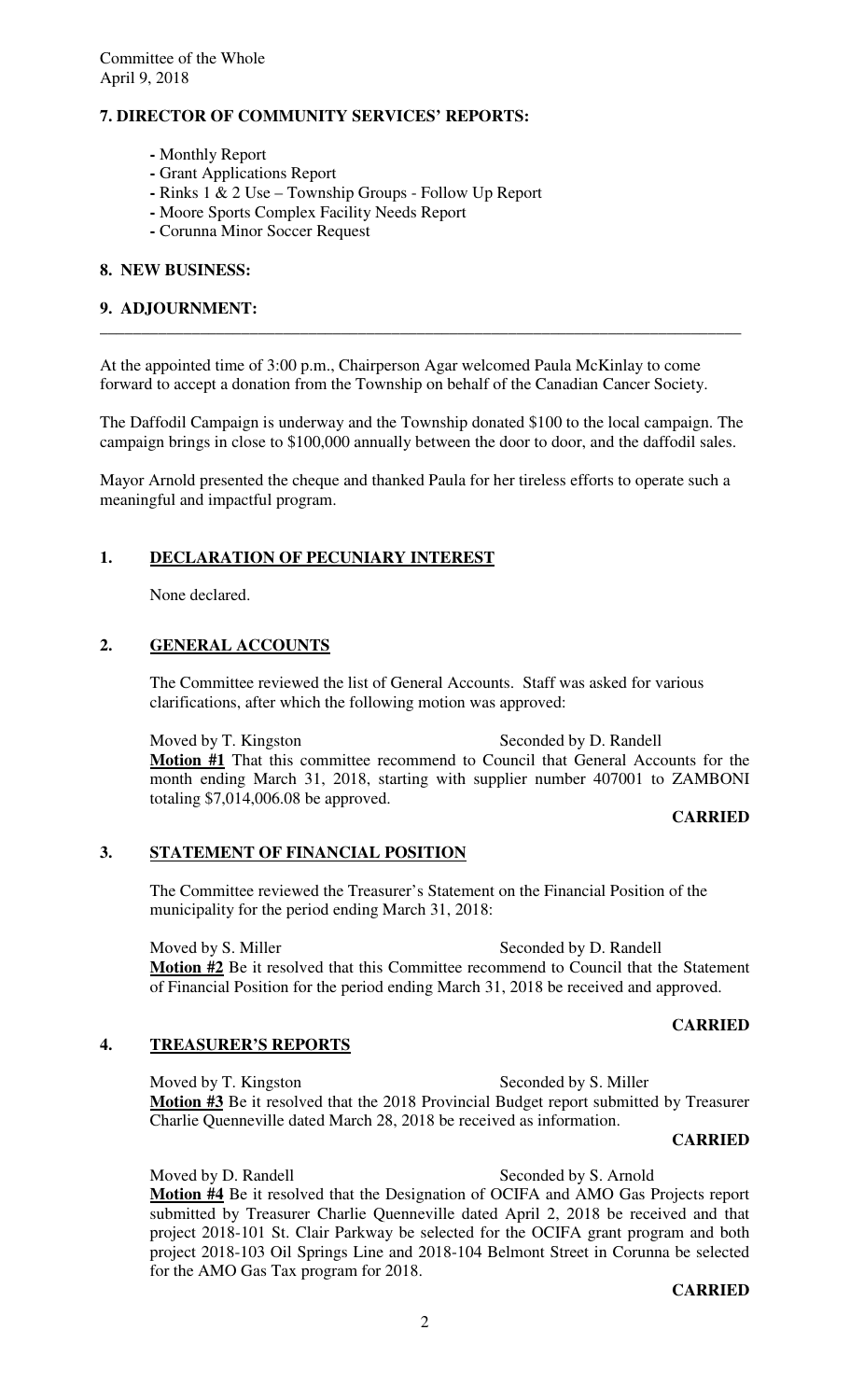Committee of the Whole
April 9, 2018

**7. DIRECTOR OF COMMUNITY SERVICES' REPORTS:**

- Monthly Report
- Grant Applications Report
- Rinks 1 & 2 Use – Township Groups - Follow Up Report
- Moore Sports Complex Facility Needs Report
- Corunna Minor Soccer Request

**8. NEW BUSINESS:**

**9. ADJOURNMENT:**

---

At the appointed time of 3:00 p.m., Chairperson Agar welcomed Paula McKinlay to come forward to accept a donation from the Township on behalf of the Canadian Cancer Society.

The Daffodil Campaign is underway and the Township donated $100 to the local campaign. The campaign brings in close to $100,000 annually between the door to door, and the daffodil sales.

Mayor Arnold presented the cheque and thanked Paula for her tireless efforts to operate such a meaningful and impactful program.

## 1. DECLARATION OF PECUNIARY INTEREST

None declared.

## 2. GENERAL ACCOUNTS

The Committee reviewed the list of General Accounts. Staff was asked for various clarifications, after which the following motion was approved:

Moved by T. Kingston Seconded by D. Randell

**Motion #1** That this committee recommend to Council that General Accounts for the month ending March 31, 2018, starting with supplier number 407001 to ZAMBONI totaling $7,014,006.08 be approved.

**CARRIED**

## 3. STATEMENT OF FINANCIAL POSITION

The Committee reviewed the Treasurer's Statement on the Financial Position of the municipality for the period ending March 31, 2018:

Moved by S. Miller Seconded by D. Randell

**Motion #2** Be it resolved that this Committee recommend to Council that the Statement of Financial Position for the period ending March 31, 2018 be received and approved.

**CARRIED**

## 4. TREASURER'S REPORTS

Moved by T. Kingston Seconded by S. Miller

**Motion #3** Be it resolved that the 2018 Provincial Budget report submitted by Treasurer Charlie Quenneville dated March 28, 2018 be received as information.

**CARRIED**

Moved by D. Randell Seconded by S. Arnold

**Motion #4** Be it resolved that the Designation of OCIFA and AMO Gas Projects report submitted by Treasurer Charlie Quenneville dated April 2, 2018 be received and that project 2018-101 St. Clair Parkway be selected for the OCIFA grant program and both project 2018-103 Oil Springs Line and 2018-104 Belmont Street in Corunna be selected for the AMO Gas Tax program for 2018.

**CARRIED**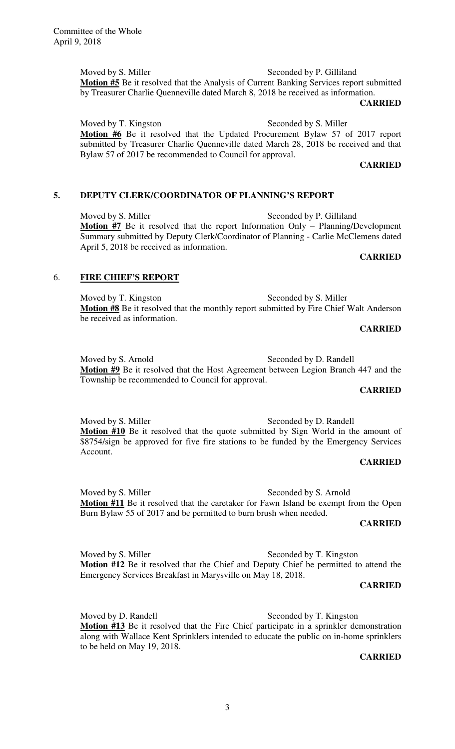Moved by S. Miller Seconded by P. Gilliland

**Motion #5** Be it resolved that the Analysis of Current Banking Services report submitted by Treasurer Charlie Quenneville dated March 8, 2018 be received as information.

**CARRIED**

Moved by T. Kingston Seconded by S. Miller

**Motion #6** Be it resolved that the Updated Procurement Bylaw 57 of 2017 report submitted by Treasurer Charlie Quenneville dated March 28, 2018 be received and that Bylaw 57 of 2017 be recommended to Council for approval.

**CARRIED**

## 5. DEPUTY CLERK/COORDINATOR OF PLANNING'S REPORT

Moved by S. Miller Seconded by P. Gilliland

**Motion #7** Be it resolved that the report Information Only – Planning/Development Summary submitted by Deputy Clerk/Coordinator of Planning - Carlie McClemens dated April 5, 2018 be received as information.

**CARRIED**

## 6. FIRE CHIEF'S REPORT

Moved by T. Kingston Seconded by S. Miller

**Motion #8** Be it resolved that the monthly report submitted by Fire Chief Walt Anderson be received as information.

**CARRIED**

Moved by S. Arnold Seconded by D. Randell

**Motion #9** Be it resolved that the Host Agreement between Legion Branch 447 and the Township be recommended to Council for approval.

**CARRIED**

Moved by S. Miller Seconded by D. Randell

**Motion #10** Be it resolved that the quote submitted by Sign World in the amount of $8754/sign be approved for five fire stations to be funded by the Emergency Services Account.

**CARRIED**

Moved by S. Miller Seconded by S. Arnold

**Motion #11** Be it resolved that the caretaker for Fawn Island be exempt from the Open Burn Bylaw 55 of 2017 and be permitted to burn brush when needed.

**CARRIED**

Moved by S. Miller Seconded by T. Kingston

**Motion #12** Be it resolved that the Chief and Deputy Chief be permitted to attend the Emergency Services Breakfast in Marysville on May 18, 2018.

**CARRIED**

Moved by D. Randell Seconded by T. Kingston

**Motion #13** Be it resolved that the Fire Chief participate in a sprinkler demonstration along with Wallace Kent Sprinklers intended to educate the public on in-home sprinklers to be held on May 19, 2018.

**CARRIED**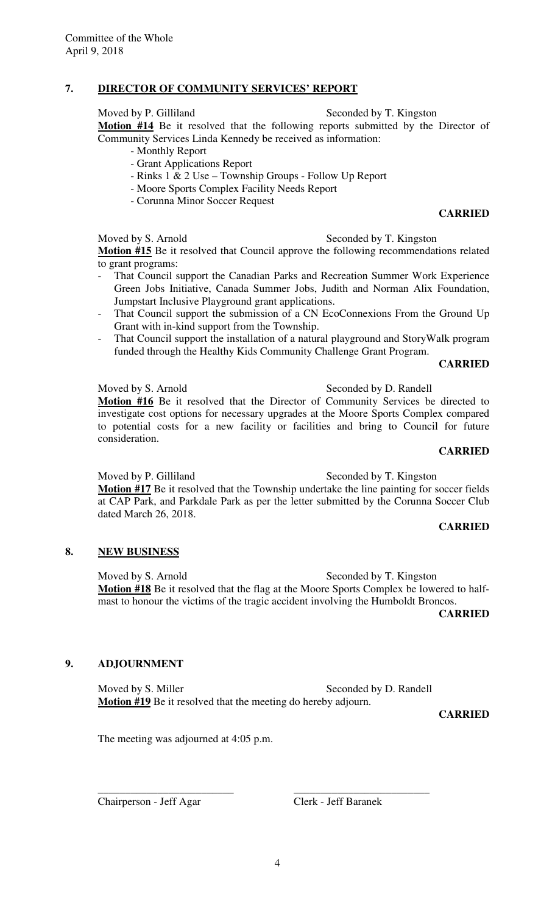## 7. DIRECTOR OF COMMUNITY SERVICES' REPORT

Moved by P. Gilliland Seconded by T. Kingston

**Motion #14** Be it resolved that the following reports submitted by the Director of Community Services Linda Kennedy be received as information:

- Monthly Report
- Grant Applications Report
- Rinks 1 & 2 Use – Township Groups - Follow Up Report
- Moore Sports Complex Facility Needs Report
- Corunna Minor Soccer Request

**CARRIED**

Moved by S. Arnold Seconded by T. Kingston

**Motion #15** Be it resolved that Council approve the following recommendations related to grant programs:

- That Council support the Canadian Parks and Recreation Summer Work Experience Green Jobs Initiative, Canada Summer Jobs, Judith and Norman Alix Foundation, Jumpstart Inclusive Playground grant applications.
- That Council support the submission of a CN EcoConnexions From the Ground Up Grant with in-kind support from the Township.
- That Council support the installation of a natural playground and StoryWalk program funded through the Healthy Kids Community Challenge Grant Program.

**CARRIED**

Moved by S. Arnold Seconded by D. Randell

**Motion #16** Be it resolved that the Director of Community Services be directed to investigate cost options for necessary upgrades at the Moore Sports Complex compared to potential costs for a new facility or facilities and bring to Council for future consideration.

**CARRIED**

Moved by P. Gilliland Seconded by T. Kingston

**Motion #17** Be it resolved that the Township undertake the line painting for soccer fields at CAP Park, and Parkdale Park as per the letter submitted by the Corunna Soccer Club dated March 26, 2018.

**CARRIED**

## 8. NEW BUSINESS

Moved by S. Arnold Seconded by T. Kingston

**Motion #18** Be it resolved that the flag at the Moore Sports Complex be lowered to half-mast to honour the victims of the tragic accident involving the Humboldt Broncos.

**CARRIED**

## 9. ADJOURNMENT

Moved by S. Miller Seconded by D. Randell

**Motion #19** Be it resolved that the meeting do hereby adjourn.

**CARRIED**

The meeting was adjourned at 4:05 p.m.

\_\_\_\_\_\_\_\_\_\_\_\_\_\_\_\_\_\_\_\_\_\_\_\_\_ \_\_\_\_\_\_\_\_\_\_\_\_\_\_\_\_\_\_\_\_\_\_\_\_\_

Chairperson - Jeff Agar Clerk - Jeff Baranek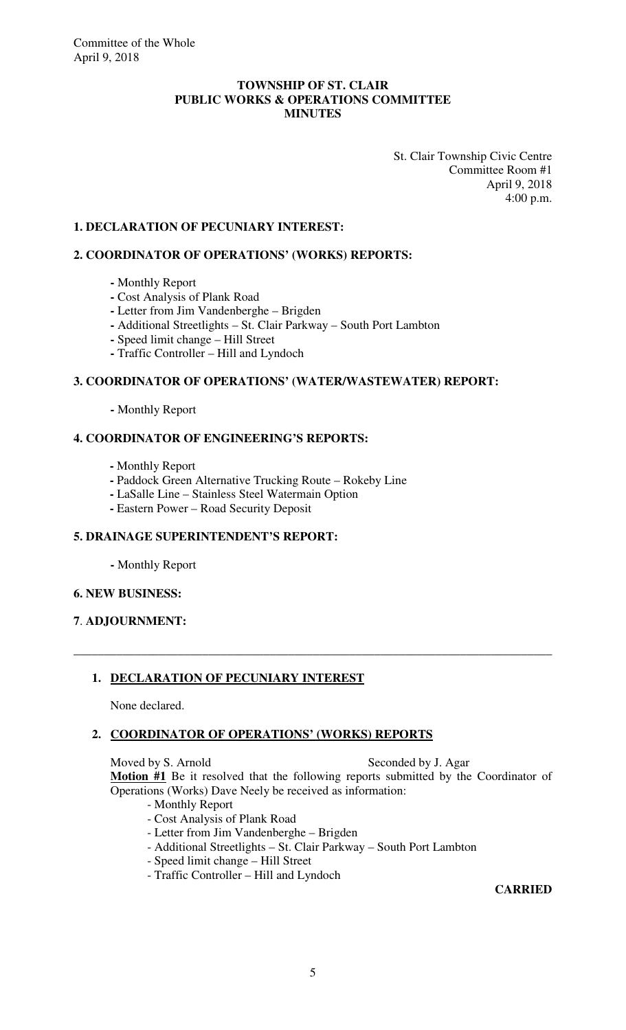# TOWNSHIP OF ST. CLAIR
# PUBLIC WORKS & OPERATIONS COMMITTEE
# MINUTES

St. Clair Township Civic Centre
Committee Room #1
April 9, 2018
4:00 p.m.

**1. DECLARATION OF PECUNIARY INTEREST:**

**2. COORDINATOR OF OPERATIONS' (WORKS) REPORTS:**

- Monthly Report
- Cost Analysis of Plank Road
- Letter from Jim Vandenberghe – Brigden
- Additional Streetlights – St. Clair Parkway – South Port Lambton
- Speed limit change – Hill Street
- Traffic Controller – Hill and Lyndoch

**3. COORDINATOR OF OPERATIONS' (WATER/WASTEWATER) REPORT:**

- Monthly Report

**4. COORDINATOR OF ENGINEERING'S REPORTS:**

- Monthly Report
- Paddock Green Alternative Trucking Route – Rokeby Line
- LaSalle Line – Stainless Steel Watermain Option
- Eastern Power – Road Security Deposit

**5. DRAINAGE SUPERINTENDENT'S REPORT:**

- Monthly Report

**6. NEW BUSINESS:**

**7. ADJOURNMENT:**

---

## 1. DECLARATION OF PECUNIARY INTEREST

None declared.

## 2. COORDINATOR OF OPERATIONS' (WORKS) REPORTS

Moved by S. Arnold Seconded by J. Agar

**Motion #1** Be it resolved that the following reports submitted by the Coordinator of Operations (Works) Dave Neely be received as information:

- Monthly Report
- Cost Analysis of Plank Road
- Letter from Jim Vandenberghe – Brigden
- Additional Streetlights – St. Clair Parkway – South Port Lambton
- Speed limit change – Hill Street
- Traffic Controller – Hill and Lyndoch

**CARRIED**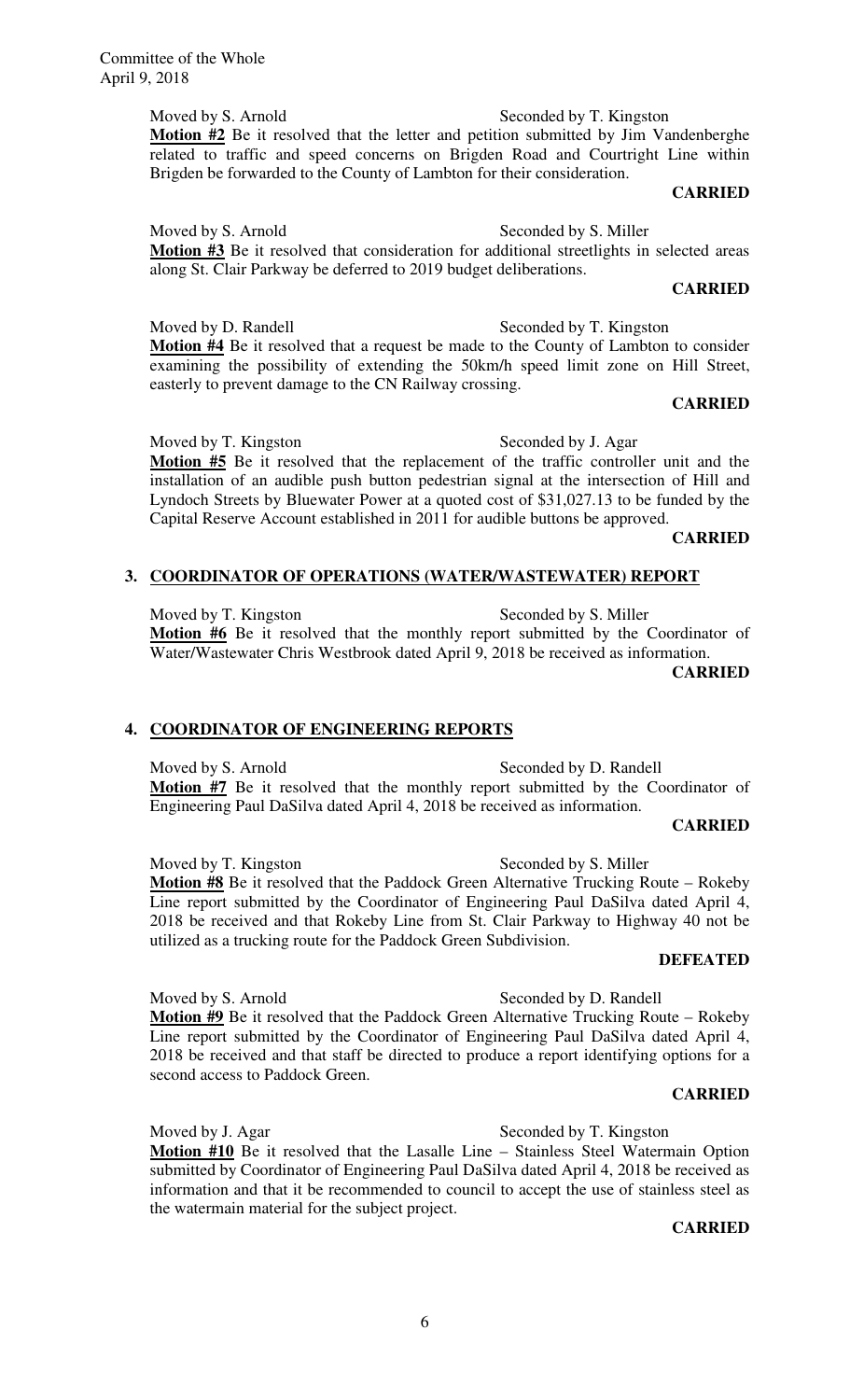Moved by S. Arnold Seconded by T. Kingston

**Motion #2** Be it resolved that the letter and petition submitted by Jim Vandenberghe related to traffic and speed concerns on Brigden Road and Courtright Line within Brigden be forwarded to the County of Lambton for their consideration.

**CARRIED**

Moved by S. Arnold Seconded by S. Miller

**Motion #3** Be it resolved that consideration for additional streetlights in selected areas along St. Clair Parkway be deferred to 2019 budget deliberations.

**CARRIED**

Moved by D. Randell Seconded by T. Kingston

**Motion #4** Be it resolved that a request be made to the County of Lambton to consider examining the possibility of extending the 50km/h speed limit zone on Hill Street, easterly to prevent damage to the CN Railway crossing.

**CARRIED**

Moved by T. Kingston Seconded by J. Agar

**Motion #5** Be it resolved that the replacement of the traffic controller unit and the installation of an audible push button pedestrian signal at the intersection of Hill and Lyndoch Streets by Bluewater Power at a quoted cost of $31,027.13 to be funded by the Capital Reserve Account established in 2011 for audible buttons be approved.

**CARRIED**

## 3. COORDINATOR OF OPERATIONS (WATER/WASTEWATER) REPORT

Moved by T. Kingston Seconded by S. Miller

**Motion #6** Be it resolved that the monthly report submitted by the Coordinator of Water/Wastewater Chris Westbrook dated April 9, 2018 be received as information.

**CARRIED**

## 4. COORDINATOR OF ENGINEERING REPORTS

Moved by S. Arnold Seconded by D. Randell

**Motion #7** Be it resolved that the monthly report submitted by the Coordinator of Engineering Paul DaSilva dated April 4, 2018 be received as information.

**CARRIED**

Moved by T. Kingston Seconded by S. Miller

**Motion #8** Be it resolved that the Paddock Green Alternative Trucking Route – Rokeby Line report submitted by the Coordinator of Engineering Paul DaSilva dated April 4, 2018 be received and that Rokeby Line from St. Clair Parkway to Highway 40 not be utilized as a trucking route for the Paddock Green Subdivision.

**DEFEATED**

Moved by S. Arnold Seconded by D. Randell

**Motion #9** Be it resolved that the Paddock Green Alternative Trucking Route – Rokeby Line report submitted by the Coordinator of Engineering Paul DaSilva dated April 4, 2018 be received and that staff be directed to produce a report identifying options for a second access to Paddock Green.

**CARRIED**

Moved by J. Agar Seconded by T. Kingston

**Motion #10** Be it resolved that the Lasalle Line – Stainless Steel Watermain Option submitted by Coordinator of Engineering Paul DaSilva dated April 4, 2018 be received as information and that it be recommended to council to accept the use of stainless steel as the watermain material for the subject project.

**CARRIED**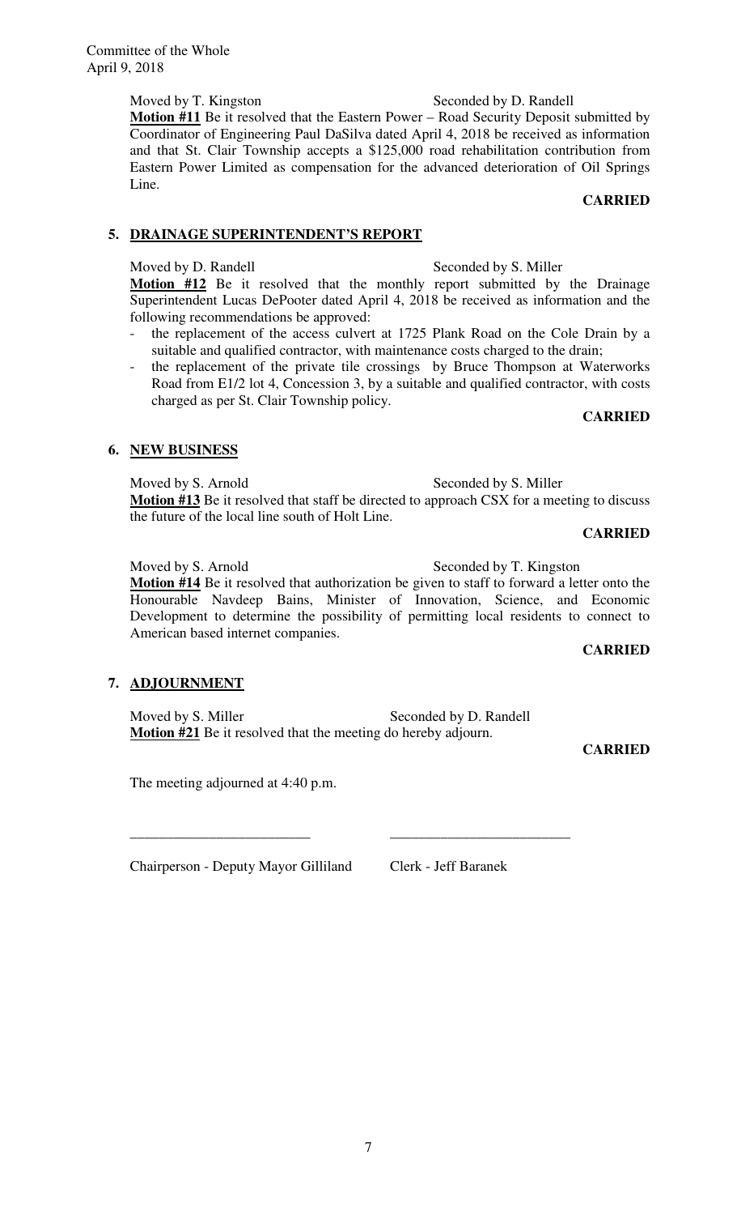Moved by T. Kingston                                    Seconded by D. Randell

**Motion #11** Be it resolved that the Eastern Power – Road Security Deposit submitted by Coordinator of Engineering Paul DaSilva dated April 4, 2018 be received as information and that St. Clair Township accepts a $125,000 road rehabilitation contribution from Eastern Power Limited as compensation for the advanced deterioration of Oil Springs Line.

**CARRIED**

## 5. DRAINAGE SUPERINTENDENT'S REPORT

Moved by D. Randell                                    Seconded by S. Miller

**Motion #12** Be it resolved that the monthly report submitted by the Drainage Superintendent Lucas DePooter dated April 4, 2018 be received as information and the following recommendations be approved:

- the replacement of the access culvert at 1725 Plank Road on the Cole Drain by a suitable and qualified contractor, with maintenance costs charged to the drain;
- the replacement of the private tile crossings by Bruce Thompson at Waterworks Road from E1/2 lot 4, Concession 3, by a suitable and qualified contractor, with costs charged as per St. Clair Township policy.

**CARRIED**

## 6. NEW BUSINESS

Moved by S. Arnold                                    Seconded by S. Miller

**Motion #13** Be it resolved that staff be directed to approach CSX for a meeting to discuss the future of the local line south of Holt Line.

**CARRIED**

Moved by S. Arnold                                    Seconded by T. Kingston

**Motion #14** Be it resolved that authorization be given to staff to forward a letter onto the Honourable Navdeep Bains, Minister of Innovation, Science, and Economic Development to determine the possibility of permitting local residents to connect to American based internet companies.

**CARRIED**

## 7. ADJOURNMENT

Moved by S. Miller                                    Seconded by D. Randell

**Motion #21** Be it resolved that the meeting do hereby adjourn.

**CARRIED**

The meeting adjourned at 4:40 p.m.

_________________________          _________________________

Chairperson - Deputy Mayor Gilliland          Clerk - Jeff Baranek